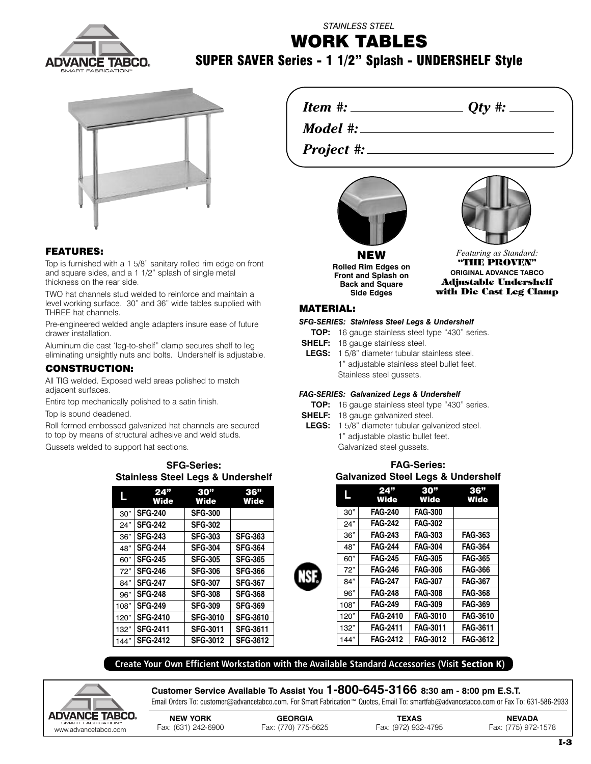*STAINLESS STEEL*

# WORK TABLES

## SUPER SAVER Series - 1 1/2" Splash - UNDERSHELF Style

*Item #:* ____________ *Qty #:* ________

*Model #:* ____________________

*Project #:* ____________________

**NEW**
**Rolled Rim Edges on Front and Splash on Back and Square Side Edges**

*Featuring as Standard:*
**"THE PROVEN"**
**ORIGINAL ADVANCE TABCO**
**Adjustable Undershelf with Die Cast Leg Clamp**

### FEATURES:

Top is furnished with a 1 5/8" sanitary rolled rim edge on front and square sides, and a 1 1/2" splash of single metal thickness on the rear side.

TWO hat channels stud welded to reinforce and maintain a level working surface. 30" and 36" wide tables supplied with THREE hat channels.

Pre-engineered welded angle adapters insure ease of future drawer installation.

Aluminum die cast 'leg-to-shelf" clamp secures shelf to leg eliminating unsightly nuts and bolts. Undershelf is adjustable.

### CONSTRUCTION:

All TIG welded. Exposed weld areas polished to match adjacent surfaces.

Entire top mechanically polished to a satin finish.

Top is sound deadened.

Roll formed embossed galvanized hat channels are secured to top by means of structural adhesive and weld studs.

Gussets welded to support hat sections.

### MATERIAL:

***SFG-SERIES: Stainless Steel Legs & Undershelf***

**TOP:** 16 gauge stainless steel type "430" series.
**SHELF:** 18 gauge stainless steel.
**LEGS:** 1 5/8" diameter tubular stainless steel.
1" adjustable stainless steel bullet feet.
Stainless steel gussets.

***FAG-SERIES: Galvanized Legs & Undershelf***

**TOP:** 16 gauge stainless steel type "430" series.
**SHELF:** 18 gauge galvanized steel.
**LEGS:** 1 5/8" diameter tubular galvanized steel.
1" adjustable plastic bullet feet.
Galvanized steel gussets.

**SFG-Series: Stainless Steel Legs & Undershelf**

| L | 24" Wide | 30" Wide | 36" Wide |
|---|---|---|---|
| 30" | SFG-240 | SFG-300 | |
| 24" | SFG-242 | SFG-302 | |
| 36" | SFG-243 | SFG-303 | SFG-363 |
| 48" | SFG-244 | SFG-304 | SFG-364 |
| 60" | SFG-245 | SFG-305 | SFG-365 |
| 72" | SFG-246 | SFG-306 | SFG-366 |
| 84" | SFG-247 | SFG-307 | SFG-367 |
| 96" | SFG-248 | SFG-308 | SFG-368 |
| 108" | SFG-249 | SFG-309 | SFG-369 |
| 120" | SFG-2410 | SFG-3010 | SFG-3610 |
| 132" | SFG-2411 | SFG-3011 | SFG-3611 |
| 144" | SFG-2412 | SFG-3012 | SFG-3612 |

**FAG-Series: Galvanized Steel Legs & Undershelf**

| L | 24" Wide | 30" Wide | 36" Wide |
|---|---|---|---|
| 30" | FAG-240 | FAG-300 | |
| 24" | FAG-242 | FAG-302 | |
| 36" | FAG-243 | FAG-303 | FAG-363 |
| 48" | FAG-244 | FAG-304 | FAG-364 |
| 60" | FAG-245 | FAG-305 | FAG-365 |
| 72" | FAG-246 | FAG-306 | FAG-366 |
| 84" | FAG-247 | FAG-307 | FAG-367 |
| 96" | FAG-248 | FAG-308 | FAG-368 |
| 108" | FAG-249 | FAG-309 | FAG-369 |
| 120" | FAG-2410 | FAG-3010 | FAG-3610 |
| 132" | FAG-2411 | FAG-3011 | FAG-3611 |
| 144" | FAG-2412 | FAG-3012 | FAG-3612 |

**Create Your Own Efficient Workstation with the Available Standard Accessories (Visit Section K)**

**Customer Service Available To Assist You 1-800-645-3166 8:30 am - 8:00 pm E.S.T.**

Email Orders To: customer@advancetabco.com. For Smart Fabrication™ Quotes, Email To: smartfab@advancetabco.com or Fax To: 631-586-2933

www.advancetabco.com

| NEW YORK | GEORGIA | TEXAS | NEVADA |
|---|---|---|---|
| Fax: (631) 242-6900 | Fax: (770) 775-5625 | Fax: (972) 932-4795 | Fax: (775) 972-1578 |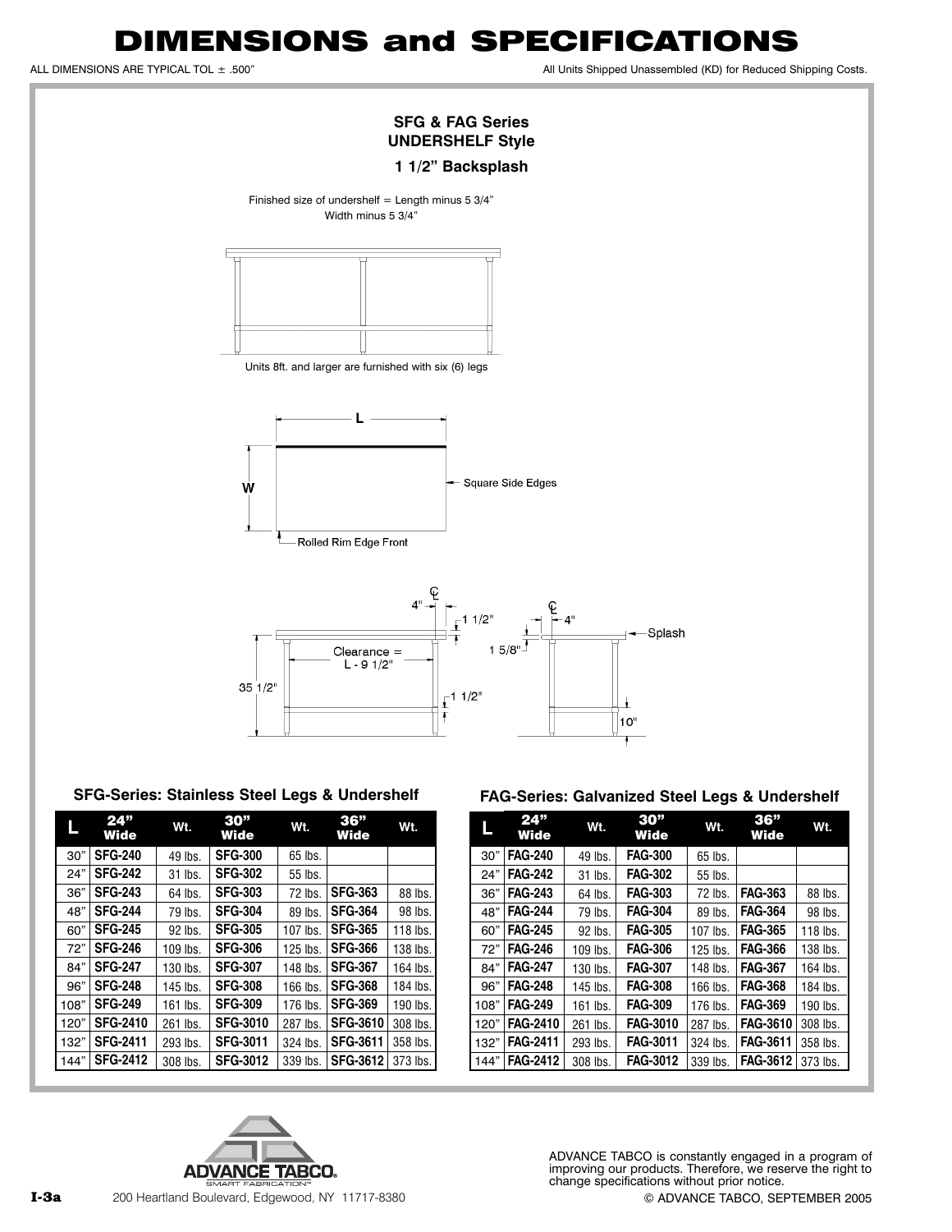# DIMENSIONS and SPECIFICATIONS

ALL DIMENSIONS ARE TYPICAL TOL ± .500”

All Units Shipped Unassembled (KD) for Reduced Shipping Costs.

### SFG & FAG Series UNDERSHELF Style

### 1 1/2” Backsplash

Finished size of undershelf = Length minus 5 3/4”
Width minus 5 3/4”

Units 8ft. and larger are furnished with six (6) legs

L

W

Square Side Edges

Rolled Rim Edge Front

4"

1 1/2"

4"

Splash

1 5/8"

Clearance = L - 9 1/2"

35 1/2"

1 1/2"

10"

### SFG-Series: Stainless Steel Legs & Undershelf

| L | 24” Wide | Wt. | 30” Wide | Wt. | 36” Wide | Wt. |
|---|---|---|---|---|---|---|
| 30” | **SFG-240** | 49 lbs. | **SFG-300** | 65 lbs. | | |
| 24” | **SFG-242** | 31 lbs. | **SFG-302** | 55 lbs. | | |
| 36” | **SFG-243** | 64 lbs. | **SFG-303** | 72 lbs. | **SFG-363** | 88 lbs. |
| 48” | **SFG-244** | 79 lbs. | **SFG-304** | 89 lbs. | **SFG-364** | 98 lbs. |
| 60” | **SFG-245** | 92 lbs. | **SFG-305** | 107 lbs. | **SFG-365** | 118 lbs. |
| 72” | **SFG-246** | 109 lbs. | **SFG-306** | 125 lbs. | **SFG-366** | 138 lbs. |
| 84” | **SFG-247** | 130 lbs. | **SFG-307** | 148 lbs. | **SFG-367** | 164 lbs. |
| 96” | **SFG-248** | 145 lbs. | **SFG-308** | 166 lbs. | **SFG-368** | 184 lbs. |
| 108” | **SFG-249** | 161 lbs. | **SFG-309** | 176 lbs. | **SFG-369** | 190 lbs. |
| 120” | **SFG-2410** | 261 lbs. | **SFG-3010** | 287 lbs. | **SFG-3610** | 308 lbs. |
| 132” | **SFG-2411** | 293 lbs. | **SFG-3011** | 324 lbs. | **SFG-3611** | 358 lbs. |
| 144” | **SFG-2412** | 308 lbs. | **SFG-3012** | 339 lbs. | **SFG-3612** | 373 lbs. |

### FAG-Series: Galvanized Steel Legs & Undershelf

| L | 24” Wide | Wt. | 30” Wide | Wt. | 36” Wide | Wt. |
|---|---|---|---|---|---|---|
| 30” | **FAG-240** | 49 lbs. | **FAG-300** | 65 lbs. | | |
| 24” | **FAG-242** | 31 lbs. | **FAG-302** | 55 lbs. | | |
| 36” | **FAG-243** | 64 lbs. | **FAG-303** | 72 lbs. | **FAG-363** | 88 lbs. |
| 48” | **FAG-244** | 79 lbs. | **FAG-304** | 89 lbs. | **FAG-364** | 98 lbs. |
| 60” | **FAG-245** | 92 lbs. | **FAG-305** | 107 lbs. | **FAG-365** | 118 lbs. |
| 72” | **FAG-246** | 109 lbs. | **FAG-306** | 125 lbs. | **FAG-366** | 138 lbs. |
| 84” | **FAG-247** | 130 lbs. | **FAG-307** | 148 lbs. | **FAG-367** | 164 lbs. |
| 96” | **FAG-248** | 145 lbs. | **FAG-308** | 166 lbs. | **FAG-368** | 184 lbs. |
| 108” | **FAG-249** | 161 lbs. | **FAG-309** | 176 lbs. | **FAG-369** | 190 lbs. |
| 120” | **FAG-2410** | 261 lbs. | **FAG-3010** | 287 lbs. | **FAG-3610** | 308 lbs. |
| 132” | **FAG-2411** | 293 lbs. | **FAG-3011** | 324 lbs. | **FAG-3611** | 358 lbs. |
| 144” | **FAG-2412** | 308 lbs. | **FAG-3012** | 339 lbs. | **FAG-3612** | 373 lbs. |

ADVANCE TABCO
SMART FABRICATION™

200 Heartland Boulevard, Edgewood, NY 11717-8380

ADVANCE TABCO is constantly engaged in a program of improving our products. Therefore, we reserve the right to change specifications without prior notice.

© ADVANCE TABCO, SEPTEMBER 2005